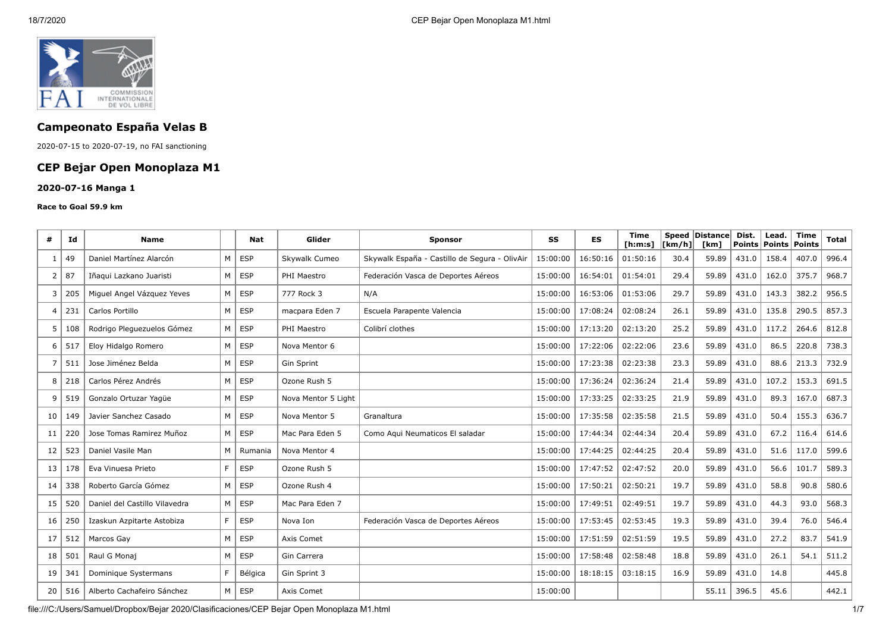## Campeonato España Velas B

2020-07-15 to 2020-07-19, no FAI sanctioning

## CEP Bejar Open Monoplaza M1

### 2020-07-16 Manga 1

#### Race to Goal 59.9 km

| # | Id | Name | | Nat | Glider | Sponsor | SS | ES | Time [h:m:s] | Speed [km/h] | Distance [km] | Dist. Points | Lead. Points | Time Points | Total |
|---|---|---|---|---|---|---|---|---|---|---|---|---|---|---|---|
| 1 | 49 | Daniel Martínez Alarcón | M | ESP | Skywalk Cumeo | Skywalk España - Castillo de Segura - OlivAir | 15:00:00 | 16:50:16 | 01:50:16 | 30.4 | 59.89 | 431.0 | 158.4 | 407.0 | 996.4 |
| 2 | 87 | Iñaqui Lazkano Juaristi | M | ESP | PHI Maestro | Federación Vasca de Deportes Aéreos | 15:00:00 | 16:54:01 | 01:54:01 | 29.4 | 59.89 | 431.0 | 162.0 | 375.7 | 968.7 |
| 3 | 205 | Miguel Angel Vázquez Yeves | M | ESP | 777 Rock 3 | N/A | 15:00:00 | 16:53:06 | 01:53:06 | 29.7 | 59.89 | 431.0 | 143.3 | 382.2 | 956.5 |
| 4 | 231 | Carlos Portillo | M | ESP | macpara Eden 7 | Escuela Parapente Valencia | 15:00:00 | 17:08:24 | 02:08:24 | 26.1 | 59.89 | 431.0 | 135.8 | 290.5 | 857.3 |
| 5 | 108 | Rodrigo Pleguezuelos Gómez | M | ESP | PHI Maestro | Colibrí clothes | 15:00:00 | 17:13:20 | 02:13:20 | 25.2 | 59.89 | 431.0 | 117.2 | 264.6 | 812.8 |
| 6 | 517 | Eloy Hidalgo Romero | M | ESP | Nova Mentor 6 | | 15:00:00 | 17:22:06 | 02:22:06 | 23.6 | 59.89 | 431.0 | 86.5 | 220.8 | 738.3 |
| 7 | 511 | Jose Jiménez Belda | M | ESP | Gin Sprint | | 15:00:00 | 17:23:38 | 02:23:38 | 23.3 | 59.89 | 431.0 | 88.6 | 213.3 | 732.9 |
| 8 | 218 | Carlos Pérez Andrés | M | ESP | Ozone Rush 5 | | 15:00:00 | 17:36:24 | 02:36:24 | 21.4 | 59.89 | 431.0 | 107.2 | 153.3 | 691.5 |
| 9 | 519 | Gonzalo Ortuzar Yagüe | M | ESP | Nova Mentor 5 Light | | 15:00:00 | 17:33:25 | 02:33:25 | 21.9 | 59.89 | 431.0 | 89.3 | 167.0 | 687.3 |
| 10 | 149 | Javier Sanchez Casado | M | ESP | Nova Mentor 5 | Granaltura | 15:00:00 | 17:35:58 | 02:35:58 | 21.5 | 59.89 | 431.0 | 50.4 | 155.3 | 636.7 |
| 11 | 220 | Jose Tomas Ramirez Muñoz | M | ESP | Mac Para Eden 5 | Como Aqui Neumaticos El saladar | 15:00:00 | 17:44:34 | 02:44:34 | 20.4 | 59.89 | 431.0 | 67.2 | 116.4 | 614.6 |
| 12 | 523 | Daniel Vasile Man | M | Rumania | Nova Mentor 4 | | 15:00:00 | 17:44:25 | 02:44:25 | 20.4 | 59.89 | 431.0 | 51.6 | 117.0 | 599.6 |
| 13 | 178 | Eva Vinuesa Prieto | F | ESP | Ozone Rush 5 | | 15:00:00 | 17:47:52 | 02:47:52 | 20.0 | 59.89 | 431.0 | 56.6 | 101.7 | 589.3 |
| 14 | 338 | Roberto García Gómez | M | ESP | Ozone Rush 4 | | 15:00:00 | 17:50:21 | 02:50:21 | 19.7 | 59.89 | 431.0 | 58.8 | 90.8 | 580.6 |
| 15 | 520 | Daniel del Castillo Vilavedra | M | ESP | Mac Para Eden 7 | | 15:00:00 | 17:49:51 | 02:49:51 | 19.7 | 59.89 | 431.0 | 44.3 | 93.0 | 568.3 |
| 16 | 250 | Izaskun Azpitarte Astobiza | F | ESP | Nova Ion | Federación Vasca de Deportes Aéreos | 15:00:00 | 17:53:45 | 02:53:45 | 19.3 | 59.89 | 431.0 | 39.4 | 76.0 | 546.4 |
| 17 | 512 | Marcos Gay | M | ESP | Axis Comet | | 15:00:00 | 17:51:59 | 02:51:59 | 19.5 | 59.89 | 431.0 | 27.2 | 83.7 | 541.9 |
| 18 | 501 | Raul G Monaj | M | ESP | Gin Carrera | | 15:00:00 | 17:58:48 | 02:58:48 | 18.8 | 59.89 | 431.0 | 26.1 | 54.1 | 511.2 |
| 19 | 341 | Dominique Systermans | F | Bélgica | Gin Sprint 3 | | 15:00:00 | 18:18:15 | 03:18:15 | 16.9 | 59.89 | 431.0 | 14.8 | | 445.8 |
| 20 | 516 | Alberto Cachafeiro Sánchez | M | ESP | Axis Comet | | 15:00:00 | | | | 55.11 | 396.5 | 45.6 | | 442.1 |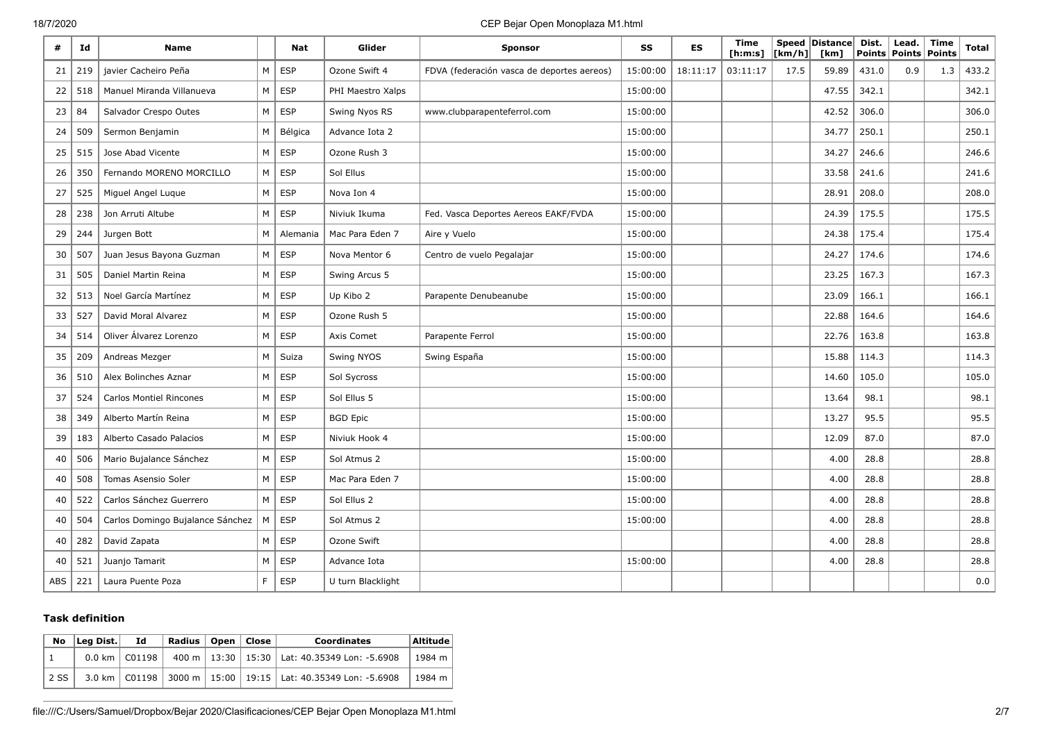| # | Id | Name | | Nat | Glider | Sponsor | SS | ES | Time [h:m:s] | Speed [km/h] | Distance [km] | Dist. Points | Lead. Points | Time Points | Total |
|---|---|---|---|---|---|---|---|---|---|---|---|---|---|---|---|
| 21 | 219 | javier Cacheiro Peña | M | ESP | Ozone Swift 4 | FDVA (federación vasca de deportes aereos) | 15:00:00 | 18:11:17 | 03:11:17 | 17.5 | 59.89 | 431.0 | 0.9 | 1.3 | 433.2 |
| 22 | 518 | Manuel Miranda Villanueva | M | ESP | PHI Maestro Xalps | | 15:00:00 | | | | 47.55 | 342.1 | | | 342.1 |
| 23 | 84 | Salvador Crespo Outes | M | ESP | Swing Nyos RS | www.clubparapenteferrol.com | 15:00:00 | | | | 42.52 | 306.0 | | | 306.0 |
| 24 | 509 | Sermon Benjamin | M | Bélgica | Advance Iota 2 | | 15:00:00 | | | | 34.77 | 250.1 | | | 250.1 |
| 25 | 515 | Jose Abad Vicente | M | ESP | Ozone Rush 3 | | 15:00:00 | | | | 34.27 | 246.6 | | | 246.6 |
| 26 | 350 | Fernando MORENO MORCILLO | M | ESP | Sol Ellus | | 15:00:00 | | | | 33.58 | 241.6 | | | 241.6 |
| 27 | 525 | Miguel Angel Luque | M | ESP | Nova Ion 4 | | 15:00:00 | | | | 28.91 | 208.0 | | | 208.0 |
| 28 | 238 | Jon Arruti Altube | M | ESP | Niviuk Ikuma | Fed. Vasca Deportes Aereos EAKF/FVDA | 15:00:00 | | | | 24.39 | 175.5 | | | 175.5 |
| 29 | 244 | Jurgen Bott | M | Alemania | Mac Para Eden 7 | Aire y Vuelo | 15:00:00 | | | | 24.38 | 175.4 | | | 175.4 |
| 30 | 507 | Juan Jesus Bayona Guzman | M | ESP | Nova Mentor 6 | Centro de vuelo Pegalajar | 15:00:00 | | | | 24.27 | 174.6 | | | 174.6 |
| 31 | 505 | Daniel Martin Reina | M | ESP | Swing Arcus 5 | | 15:00:00 | | | | 23.25 | 167.3 | | | 167.3 |
| 32 | 513 | Noel García Martínez | M | ESP | Up Kibo 2 | Parapente Denubeanube | 15:00:00 | | | | 23.09 | 166.1 | | | 166.1 |
| 33 | 527 | David Moral Alvarez | M | ESP | Ozone Rush 5 | | 15:00:00 | | | | 22.88 | 164.6 | | | 164.6 |
| 34 | 514 | Oliver Álvarez Lorenzo | M | ESP | Axis Comet | Parapente Ferrol | 15:00:00 | | | | 22.76 | 163.8 | | | 163.8 |
| 35 | 209 | Andreas Mezger | M | Suiza | Swing NYOS | Swing España | 15:00:00 | | | | 15.88 | 114.3 | | | 114.3 |
| 36 | 510 | Alex Bolinches Aznar | M | ESP | Sol Sycross | | 15:00:00 | | | | 14.60 | 105.0 | | | 105.0 |
| 37 | 524 | Carlos Montiel Rincones | M | ESP | Sol Ellus 5 | | 15:00:00 | | | | 13.64 | 98.1 | | | 98.1 |
| 38 | 349 | Alberto Martín Reina | M | ESP | BGD Epic | | 15:00:00 | | | | 13.27 | 95.5 | | | 95.5 |
| 39 | 183 | Alberto Casado Palacios | M | ESP | Niviuk Hook 4 | | 15:00:00 | | | | 12.09 | 87.0 | | | 87.0 |
| 40 | 506 | Mario Bujalance Sánchez | M | ESP | Sol Atmus 2 | | 15:00:00 | | | | 4.00 | 28.8 | | | 28.8 |
| 40 | 508 | Tomas Asensio Soler | M | ESP | Mac Para Eden 7 | | 15:00:00 | | | | 4.00 | 28.8 | | | 28.8 |
| 40 | 522 | Carlos Sánchez Guerrero | M | ESP | Sol Ellus 2 | | 15:00:00 | | | | 4.00 | 28.8 | | | 28.8 |
| 40 | 504 | Carlos Domingo Bujalance Sánchez | M | ESP | Sol Atmus 2 | | 15:00:00 | | | | 4.00 | 28.8 | | | 28.8 |
| 40 | 282 | David Zapata | M | ESP | Ozone Swift | | | | | | 4.00 | 28.8 | | | 28.8 |
| 40 | 521 | Juanjo Tamarit | M | ESP | Advance Iota | | 15:00:00 | | | | 4.00 | 28.8 | | | 28.8 |
| ABS | 221 | Laura Puente Poza | F | ESP | U turn Blacklight | | | | | | | | | | 0.0 |

### Task definition

| No | Leg Dist. | Id | Radius | Open | Close | Coordinates | Altitude |
|---|---|---|---|---|---|---|---|
| 1 | 0.0 km | C01198 | 400 m | 13:30 | 15:30 | Lat: 40.35349 Lon: -5.6908 | 1984 m |
| 2 SS | 3.0 km | C01198 | 3000 m | 15:00 | 19:15 | Lat: 40.35349 Lon: -5.6908 | 1984 m |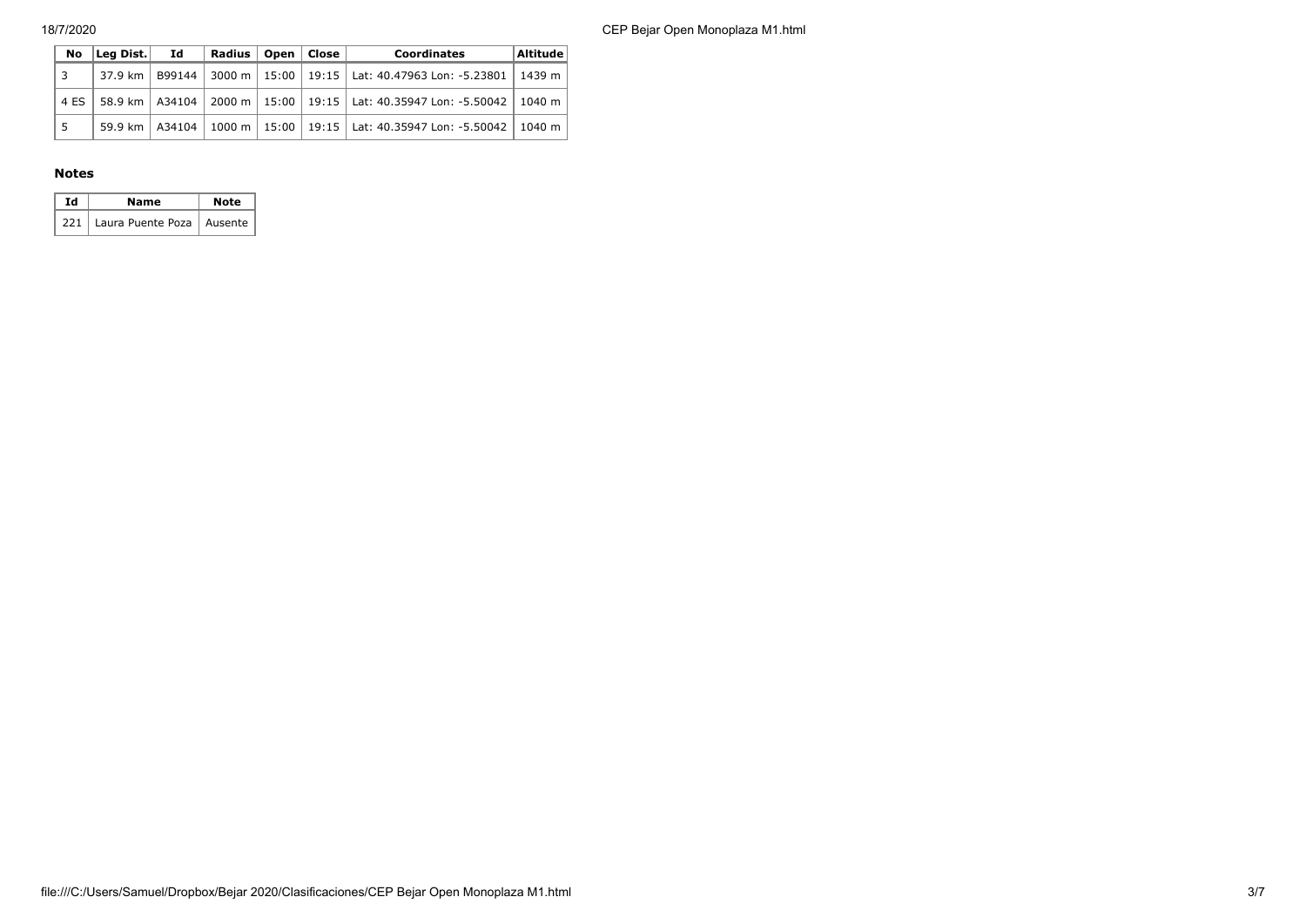| No | Leg Dist. | Id | Radius | Open | Close | Coordinates | Altitude |
|---|---|---|---|---|---|---|---|
| 3 | 37.9 km | B99144 | 3000 m | 15:00 | 19:15 | Lat: 40.47963 Lon: -5.23801 | 1439 m |
| 4 ES | 58.9 km | A34104 | 2000 m | 15:00 | 19:15 | Lat: 40.35947 Lon: -5.50042 | 1040 m |
| 5 | 59.9 km | A34104 | 1000 m | 15:00 | 19:15 | Lat: 40.35947 Lon: -5.50042 | 1040 m |

### Notes

| Id | Name | Note |
|---|---|---|
| 221 | Laura Puente Poza | Ausente |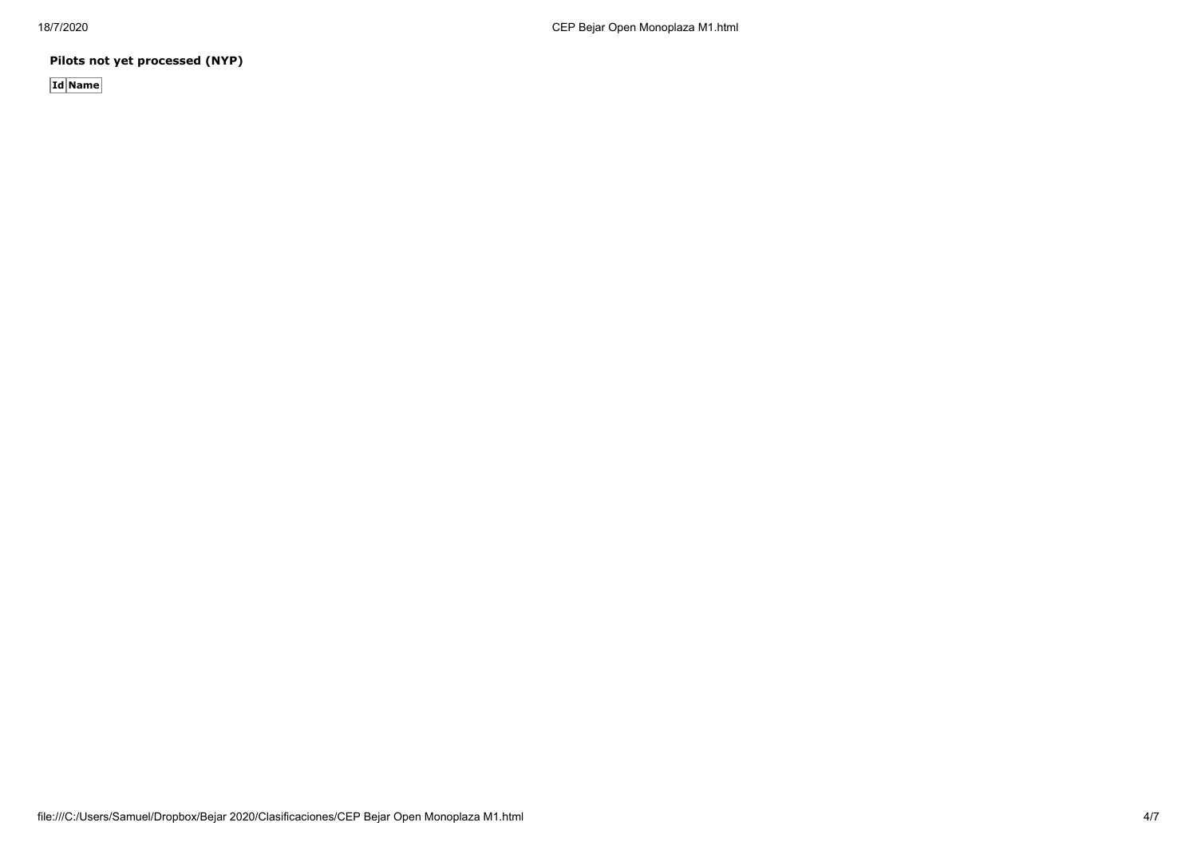**Pilots not yet processed (NYP)**

| Id | Name |
| --- | --- |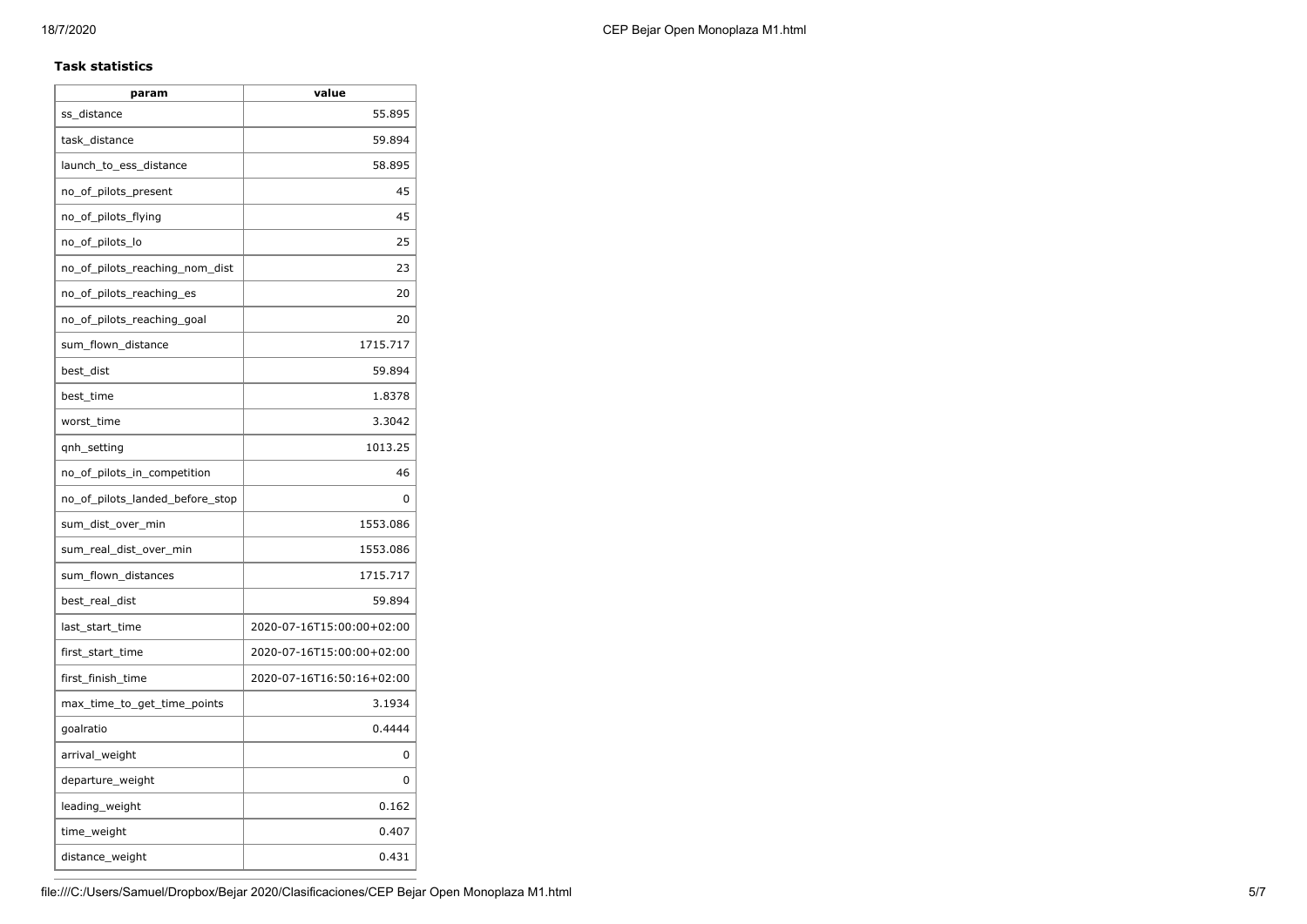### Task statistics

| param | value |
|---|---|
| ss_distance | 55.895 |
| task_distance | 59.894 |
| launch_to_ess_distance | 58.895 |
| no_of_pilots_present | 45 |
| no_of_pilots_flying | 45 |
| no_of_pilots_lo | 25 |
| no_of_pilots_reaching_nom_dist | 23 |
| no_of_pilots_reaching_es | 20 |
| no_of_pilots_reaching_goal | 20 |
| sum_flown_distance | 1715.717 |
| best_dist | 59.894 |
| best_time | 1.8378 |
| worst_time | 3.3042 |
| qnh_setting | 1013.25 |
| no_of_pilots_in_competition | 46 |
| no_of_pilots_landed_before_stop | 0 |
| sum_dist_over_min | 1553.086 |
| sum_real_dist_over_min | 1553.086 |
| sum_flown_distances | 1715.717 |
| best_real_dist | 59.894 |
| last_start_time | 2020-07-16T15:00:00+02:00 |
| first_start_time | 2020-07-16T15:00:00+02:00 |
| first_finish_time | 2020-07-16T16:50:16+02:00 |
| max_time_to_get_time_points | 3.1934 |
| goalratio | 0.4444 |
| arrival_weight | 0 |
| departure_weight | 0 |
| leading_weight | 0.162 |
| time_weight | 0.407 |
| distance_weight | 0.431 |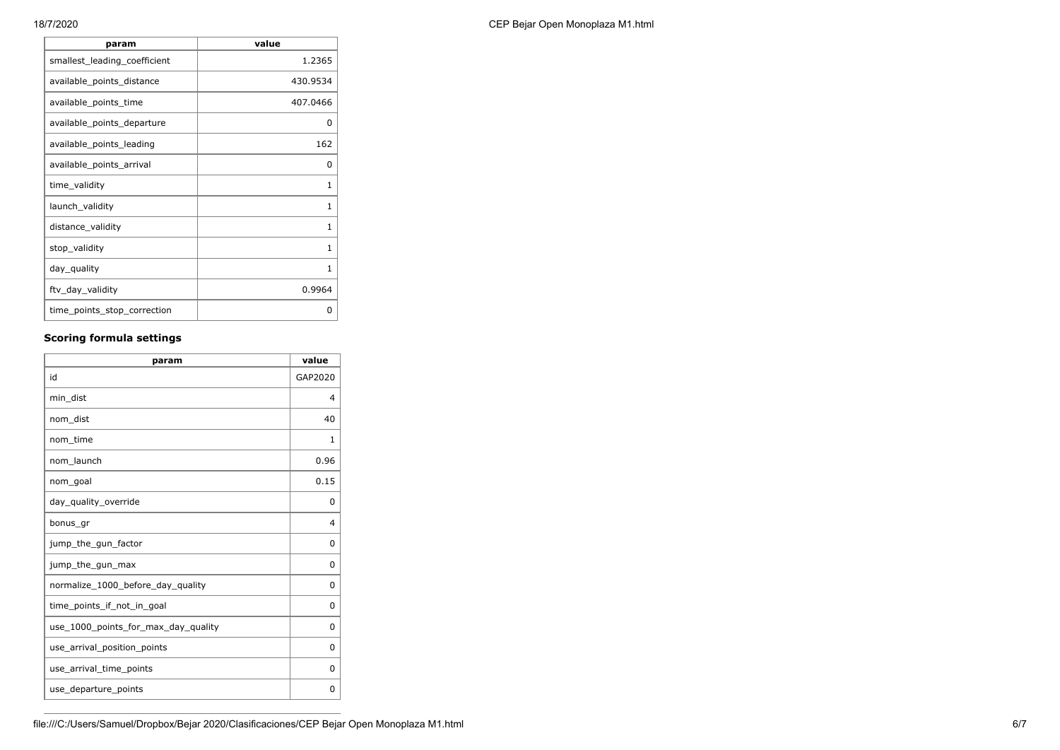| param | value |
| --- | --- |
| smallest_leading_coefficient | 1.2365 |
| available_points_distance | 430.9534 |
| available_points_time | 407.0466 |
| available_points_departure | 0 |
| available_points_leading | 162 |
| available_points_arrival | 0 |
| time_validity | 1 |
| launch_validity | 1 |
| distance_validity | 1 |
| stop_validity | 1 |
| day_quality | 1 |
| ftv_day_validity | 0.9964 |
| time_points_stop_correction | 0 |

### Scoring formula settings

| param | value |
| --- | --- |
| id | GAP2020 |
| min_dist | 4 |
| nom_dist | 40 |
| nom_time | 1 |
| nom_launch | 0.96 |
| nom_goal | 0.15 |
| day_quality_override | 0 |
| bonus_gr | 4 |
| jump_the_gun_factor | 0 |
| jump_the_gun_max | 0 |
| normalize_1000_before_day_quality | 0 |
| time_points_if_not_in_goal | 0 |
| use_1000_points_for_max_day_quality | 0 |
| use_arrival_position_points | 0 |
| use_arrival_time_points | 0 |
| use_departure_points | 0 |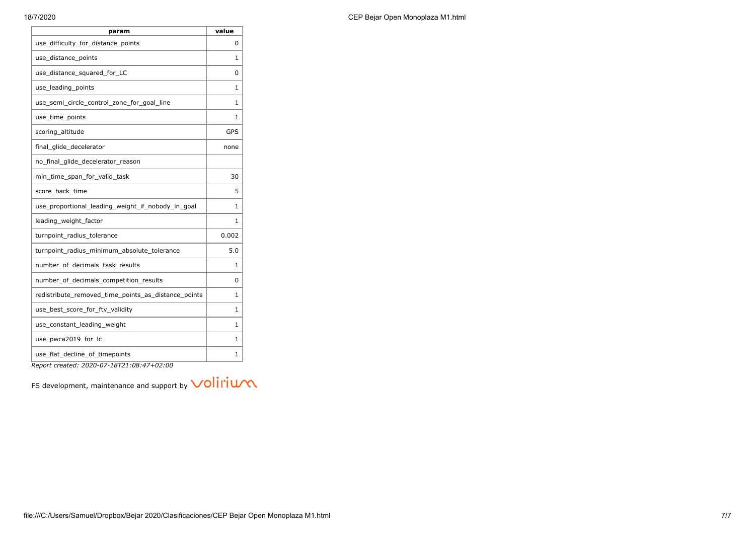| param | value |
| --- | --- |
| use_difficulty_for_distance_points | 0 |
| use_distance_points | 1 |
| use_distance_squared_for_LC | 0 |
| use_leading_points | 1 |
| use_semi_circle_control_zone_for_goal_line | 1 |
| use_time_points | 1 |
| scoring_altitude | GPS |
| final_glide_decelerator | none |
| no_final_glide_decelerator_reason | |
| min_time_span_for_valid_task | 30 |
| score_back_time | 5 |
| use_proportional_leading_weight_if_nobody_in_goal | 1 |
| leading_weight_factor | 1 |
| turnpoint_radius_tolerance | 0.002 |
| turnpoint_radius_minimum_absolute_tolerance | 5.0 |
| number_of_decimals_task_results | 1 |
| number_of_decimals_competition_results | 0 |
| redistribute_removed_time_points_as_distance_points | 1 |
| use_best_score_for_ftv_validity | 1 |
| use_constant_leading_weight | 1 |
| use_pwca2019_for_lc | 1 |
| use_flat_decline_of_timepoints | 1 |

*Report created: 2020-07-18T21:08:47+02:00*

FS development, maintenance and support by volirium